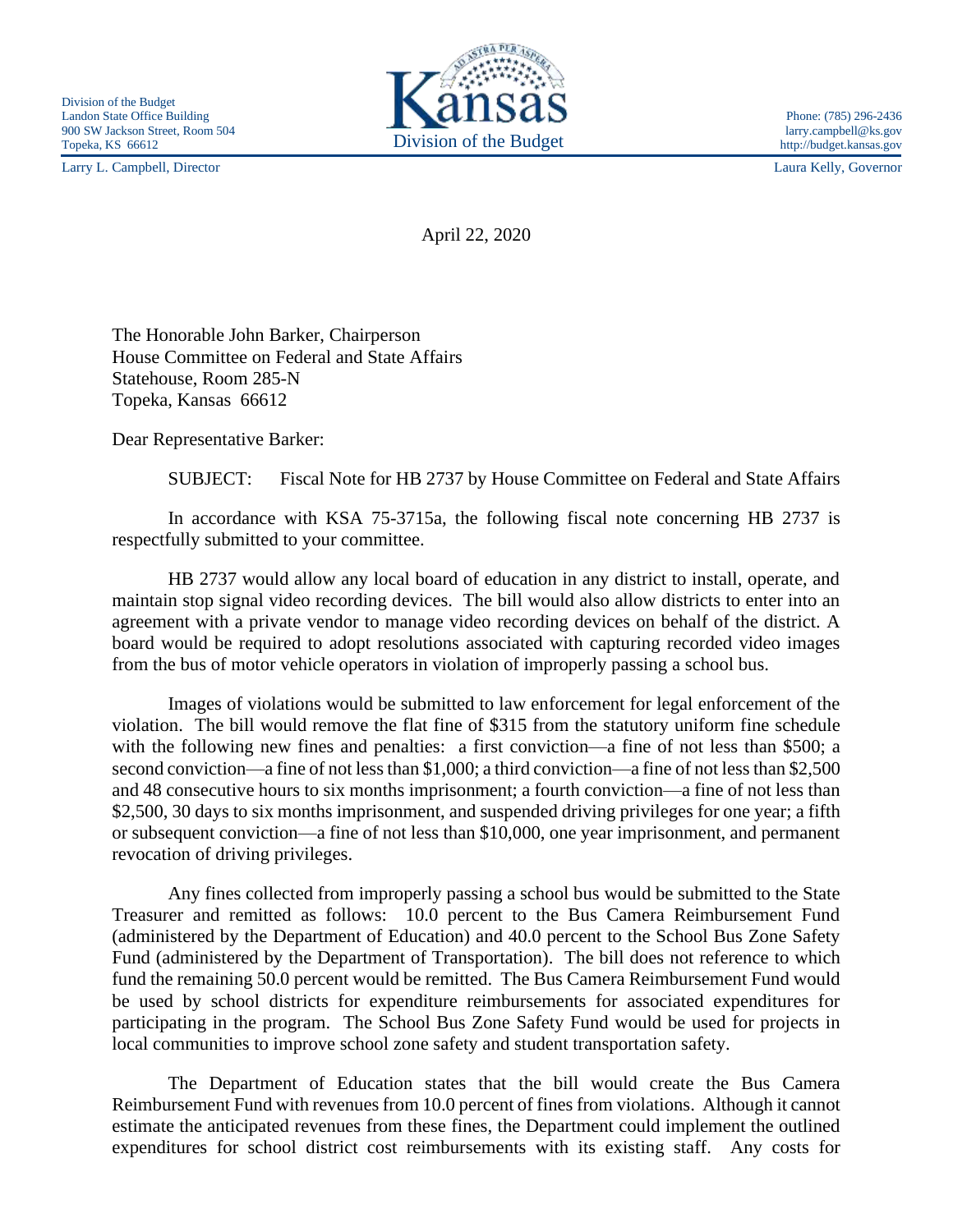Division of the Budget
Landon State Office Building
900 SW Jackson Street, Room 504
Topeka, KS 66612

Larry L. Campbell, Director

Kansas
Division of the Budget

Phone: (785) 296-2436
larry.campbell@ks.gov
http://budget.kansas.gov

Laura Kelly, Governor

April 22, 2020

The Honorable John Barker, Chairperson
House Committee on Federal and State Affairs
Statehouse, Room 285-N
Topeka, Kansas 66612

Dear Representative Barker:

SUBJECT: Fiscal Note for HB 2737 by House Committee on Federal and State Affairs

In accordance with KSA 75-3715a, the following fiscal note concerning HB 2737 is respectfully submitted to your committee.

HB 2737 would allow any local board of education in any district to install, operate, and maintain stop signal video recording devices. The bill would also allow districts to enter into an agreement with a private vendor to manage video recording devices on behalf of the district. A board would be required to adopt resolutions associated with capturing recorded video images from the bus of motor vehicle operators in violation of improperly passing a school bus.

Images of violations would be submitted to law enforcement for legal enforcement of the violation. The bill would remove the flat fine of $315 from the statutory uniform fine schedule with the following new fines and penalties: a first conviction—a fine of not less than $500; a second conviction—a fine of not less than $1,000; a third conviction—a fine of not less than $2,500 and 48 consecutive hours to six months imprisonment; a fourth conviction—a fine of not less than $2,500, 30 days to six months imprisonment, and suspended driving privileges for one year; a fifth or subsequent conviction—a fine of not less than $10,000, one year imprisonment, and permanent revocation of driving privileges.

Any fines collected from improperly passing a school bus would be submitted to the State Treasurer and remitted as follows: 10.0 percent to the Bus Camera Reimbursement Fund (administered by the Department of Education) and 40.0 percent to the School Bus Zone Safety Fund (administered by the Department of Transportation). The bill does not reference to which fund the remaining 50.0 percent would be remitted. The Bus Camera Reimbursement Fund would be used by school districts for expenditure reimbursements for associated expenditures for participating in the program. The School Bus Zone Safety Fund would be used for projects in local communities to improve school zone safety and student transportation safety.

The Department of Education states that the bill would create the Bus Camera Reimbursement Fund with revenues from 10.0 percent of fines from violations. Although it cannot estimate the anticipated revenues from these fines, the Department could implement the outlined expenditures for school district cost reimbursements with its existing staff. Any costs for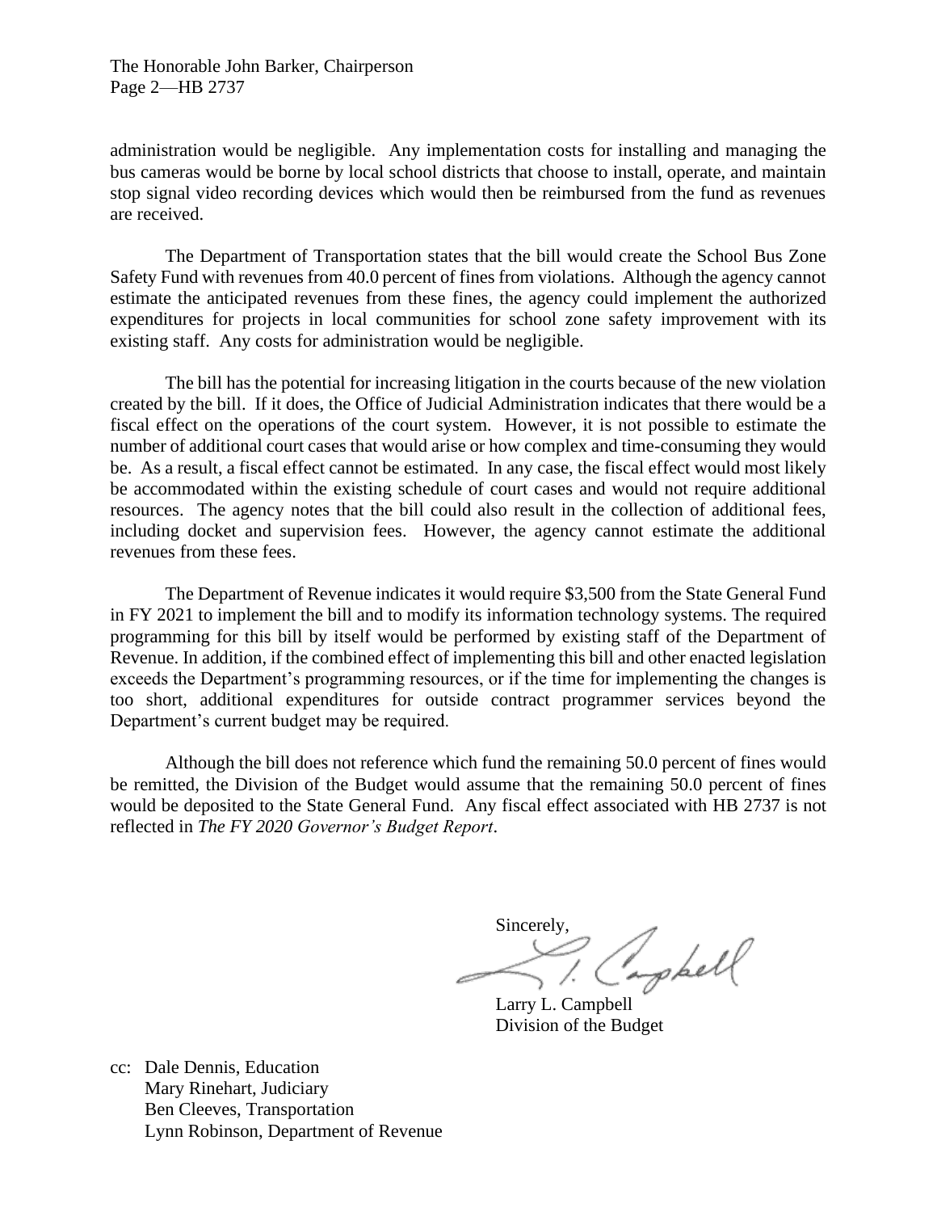administration would be negligible. Any implementation costs for installing and managing the bus cameras would be borne by local school districts that choose to install, operate, and maintain stop signal video recording devices which would then be reimbursed from the fund as revenues are received.

The Department of Transportation states that the bill would create the School Bus Zone Safety Fund with revenues from 40.0 percent of fines from violations. Although the agency cannot estimate the anticipated revenues from these fines, the agency could implement the authorized expenditures for projects in local communities for school zone safety improvement with its existing staff. Any costs for administration would be negligible.

The bill has the potential for increasing litigation in the courts because of the new violation created by the bill. If it does, the Office of Judicial Administration indicates that there would be a fiscal effect on the operations of the court system. However, it is not possible to estimate the number of additional court cases that would arise or how complex and time-consuming they would be. As a result, a fiscal effect cannot be estimated. In any case, the fiscal effect would most likely be accommodated within the existing schedule of court cases and would not require additional resources. The agency notes that the bill could also result in the collection of additional fees, including docket and supervision fees. However, the agency cannot estimate the additional revenues from these fees.

The Department of Revenue indicates it would require $3,500 from the State General Fund in FY 2021 to implement the bill and to modify its information technology systems. The required programming for this bill by itself would be performed by existing staff of the Department of Revenue. In addition, if the combined effect of implementing this bill and other enacted legislation exceeds the Department's programming resources, or if the time for implementing the changes is too short, additional expenditures for outside contract programmer services beyond the Department's current budget may be required.

Although the bill does not reference which fund the remaining 50.0 percent of fines would be remitted, the Division of the Budget would assume that the remaining 50.0 percent of fines would be deposited to the State General Fund. Any fiscal effect associated with HB 2737 is not reflected in *The FY 2020 Governor's Budget Report*.

Sincerely,

Larry L. Campbell
Division of the Budget

cc: Dale Dennis, Education
Mary Rinehart, Judiciary
Ben Cleeves, Transportation
Lynn Robinson, Department of Revenue